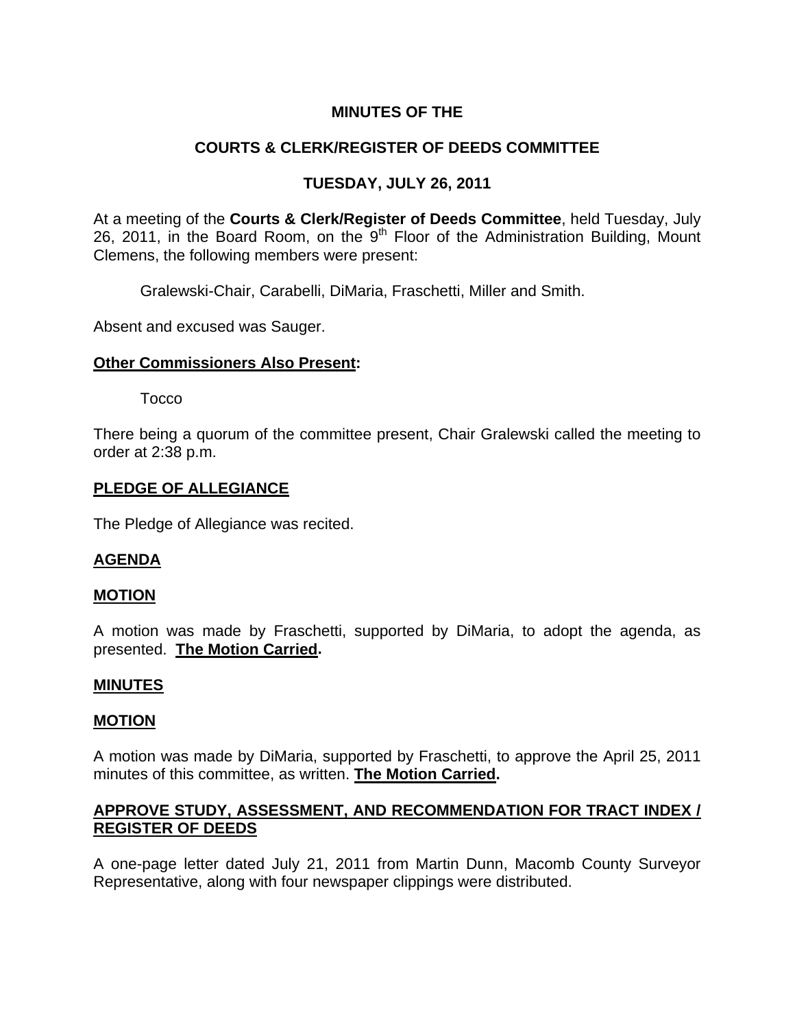**MINUTES OF THE**

**COURTS & CLERK/REGISTER OF DEEDS COMMITTEE**

**TUESDAY, JULY 26, 2011**

At a meeting of the **Courts & Clerk/Register of Deeds Committee**, held Tuesday, July 26, 2011, in the Board Room, on the 9th Floor of the Administration Building, Mount Clemens, the following members were present:

Gralewski-Chair, Carabelli, DiMaria, Fraschetti, Miller and Smith.

Absent and excused was Sauger.

**Other Commissioners Also Present:**

Tocco

There being a quorum of the committee present, Chair Gralewski called the meeting to order at 2:38 p.m.

**PLEDGE OF ALLEGIANCE**

The Pledge of Allegiance was recited.

**AGENDA**

**MOTION**

A motion was made by Fraschetti, supported by DiMaria, to adopt the agenda, as presented. **The Motion Carried.**

**MINUTES**

**MOTION**

A motion was made by DiMaria, supported by Fraschetti, to approve the April 25, 2011 minutes of this committee, as written. **The Motion Carried.**

**APPROVE STUDY, ASSESSMENT, AND RECOMMENDATION FOR TRACT INDEX / REGISTER OF DEEDS**

A one-page letter dated July 21, 2011 from Martin Dunn, Macomb County Surveyor Representative, along with four newspaper clippings were distributed.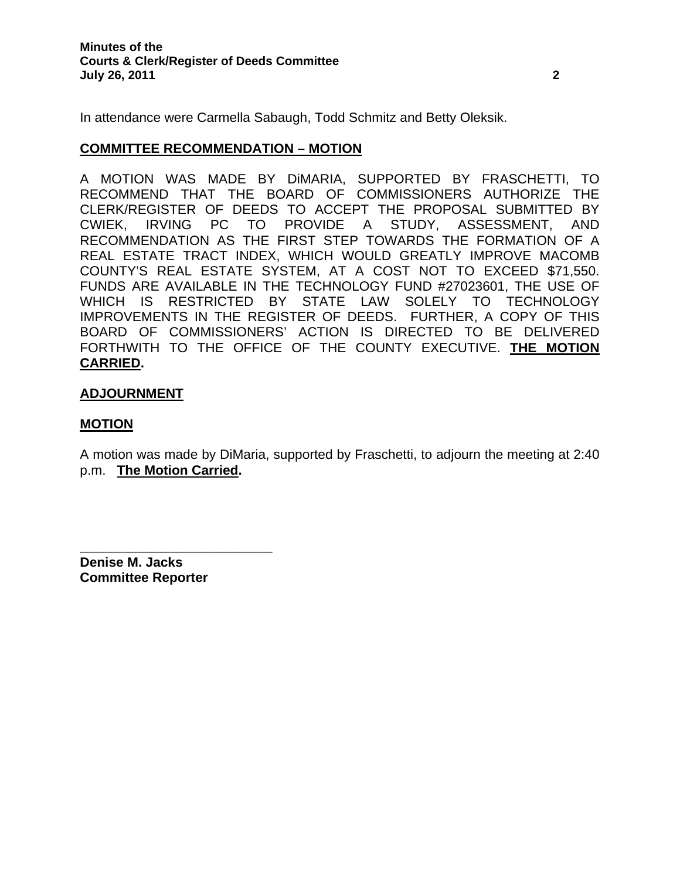In attendance were Carmella Sabaugh, Todd Schmitz and Betty Oleksik.

**COMMITTEE RECOMMENDATION – MOTION**

A MOTION WAS MADE BY DiMARIA, SUPPORTED BY FRASCHETTI, TO RECOMMEND THAT THE BOARD OF COMMISSIONERS AUTHORIZE THE CLERK/REGISTER OF DEEDS TO ACCEPT THE PROPOSAL SUBMITTED BY CWIEK, IRVING PC TO PROVIDE A STUDY, ASSESSMENT, AND RECOMMENDATION AS THE FIRST STEP TOWARDS THE FORMATION OF A REAL ESTATE TRACT INDEX, WHICH WOULD GREATLY IMPROVE MACOMB COUNTY'S REAL ESTATE SYSTEM, AT A COST NOT TO EXCEED $71,550. FUNDS ARE AVAILABLE IN THE TECHNOLOGY FUND #27023601, THE USE OF WHICH IS RESTRICTED BY STATE LAW SOLELY TO TECHNOLOGY IMPROVEMENTS IN THE REGISTER OF DEEDS. FURTHER, A COPY OF THIS BOARD OF COMMISSIONERS' ACTION IS DIRECTED TO BE DELIVERED FORTHWITH TO THE OFFICE OF THE COUNTY EXECUTIVE. **THE MOTION CARRIED.**

**ADJOURNMENT**

**MOTION**

A motion was made by DiMaria, supported by Fraschetti, to adjourn the meeting at 2:40 p.m. **The Motion Carried.**

\_\_\_\_\_\_\_\_\_\_\_\_\_\_\_\_\_\_\_\_\_\_\_\_\_\_\_

**Denise M. Jacks**
**Committee Reporter**